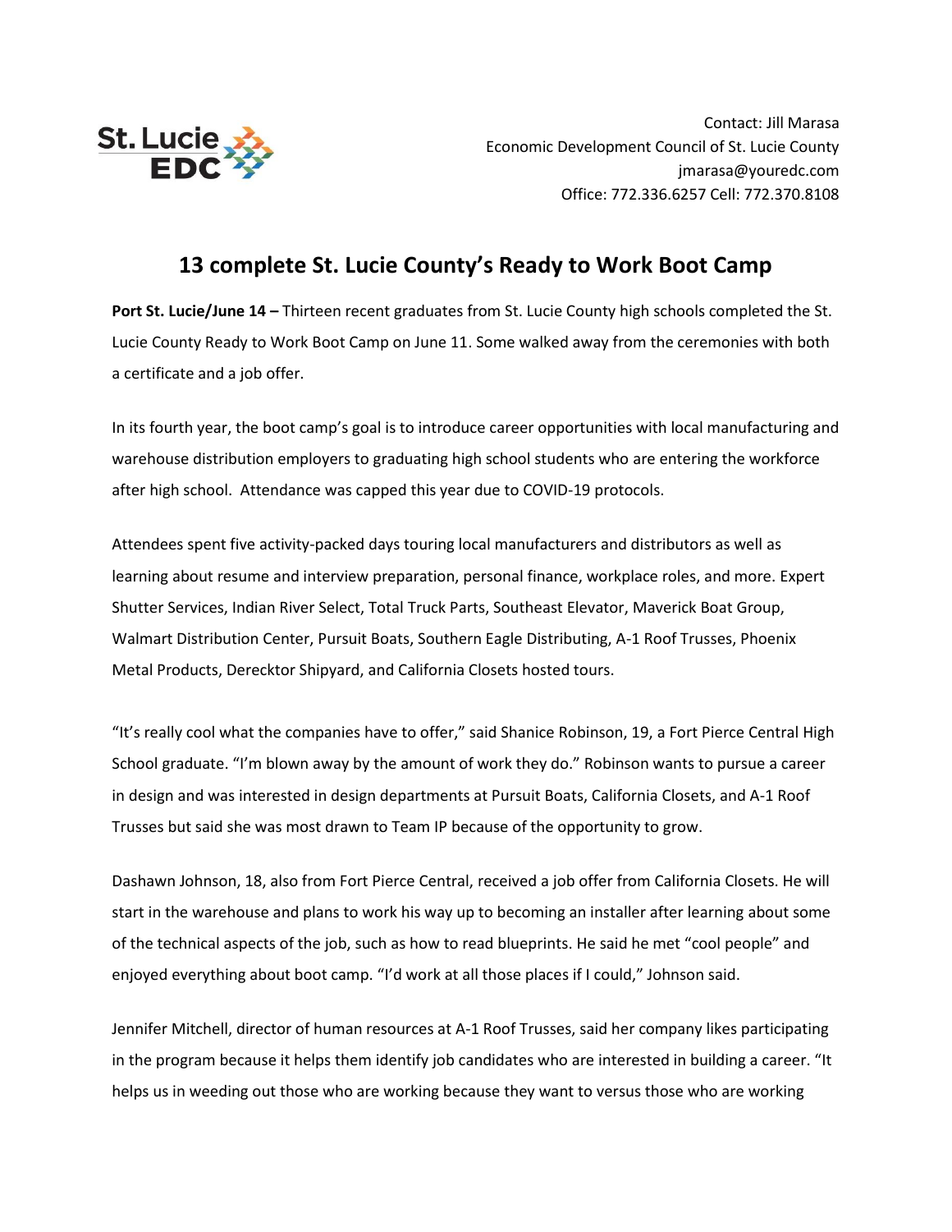St. Lucie EDC

Contact: Jill Marasa
Economic Development Council of St. Lucie County
jmarasa@youredc.com
Office: 772.336.6257 Cell: 772.370.8108

# 13 complete St. Lucie County's Ready to Work Boot Camp

**Port St. Lucie/June 14 –** Thirteen recent graduates from St. Lucie County high schools completed the St. Lucie County Ready to Work Boot Camp on June 11. Some walked away from the ceremonies with both a certificate and a job offer.

In its fourth year, the boot camp's goal is to introduce career opportunities with local manufacturing and warehouse distribution employers to graduating high school students who are entering the workforce after high school. Attendance was capped this year due to COVID-19 protocols.

Attendees spent five activity-packed days touring local manufacturers and distributors as well as learning about resume and interview preparation, personal finance, workplace roles, and more. Expert Shutter Services, Indian River Select, Total Truck Parts, Southeast Elevator, Maverick Boat Group, Walmart Distribution Center, Pursuit Boats, Southern Eagle Distributing, A-1 Roof Trusses, Phoenix Metal Products, Derecktor Shipyard, and California Closets hosted tours.

"It's really cool what the companies have to offer," said Shanice Robinson, 19, a Fort Pierce Central High School graduate. "I'm blown away by the amount of work they do." Robinson wants to pursue a career in design and was interested in design departments at Pursuit Boats, California Closets, and A-1 Roof Trusses but said she was most drawn to Team IP because of the opportunity to grow.

Dashawn Johnson, 18, also from Fort Pierce Central, received a job offer from California Closets. He will start in the warehouse and plans to work his way up to becoming an installer after learning about some of the technical aspects of the job, such as how to read blueprints. He said he met "cool people" and enjoyed everything about boot camp. "I'd work at all those places if I could," Johnson said.

Jennifer Mitchell, director of human resources at A-1 Roof Trusses, said her company likes participating in the program because it helps them identify job candidates who are interested in building a career. "It helps us in weeding out those who are working because they want to versus those who are working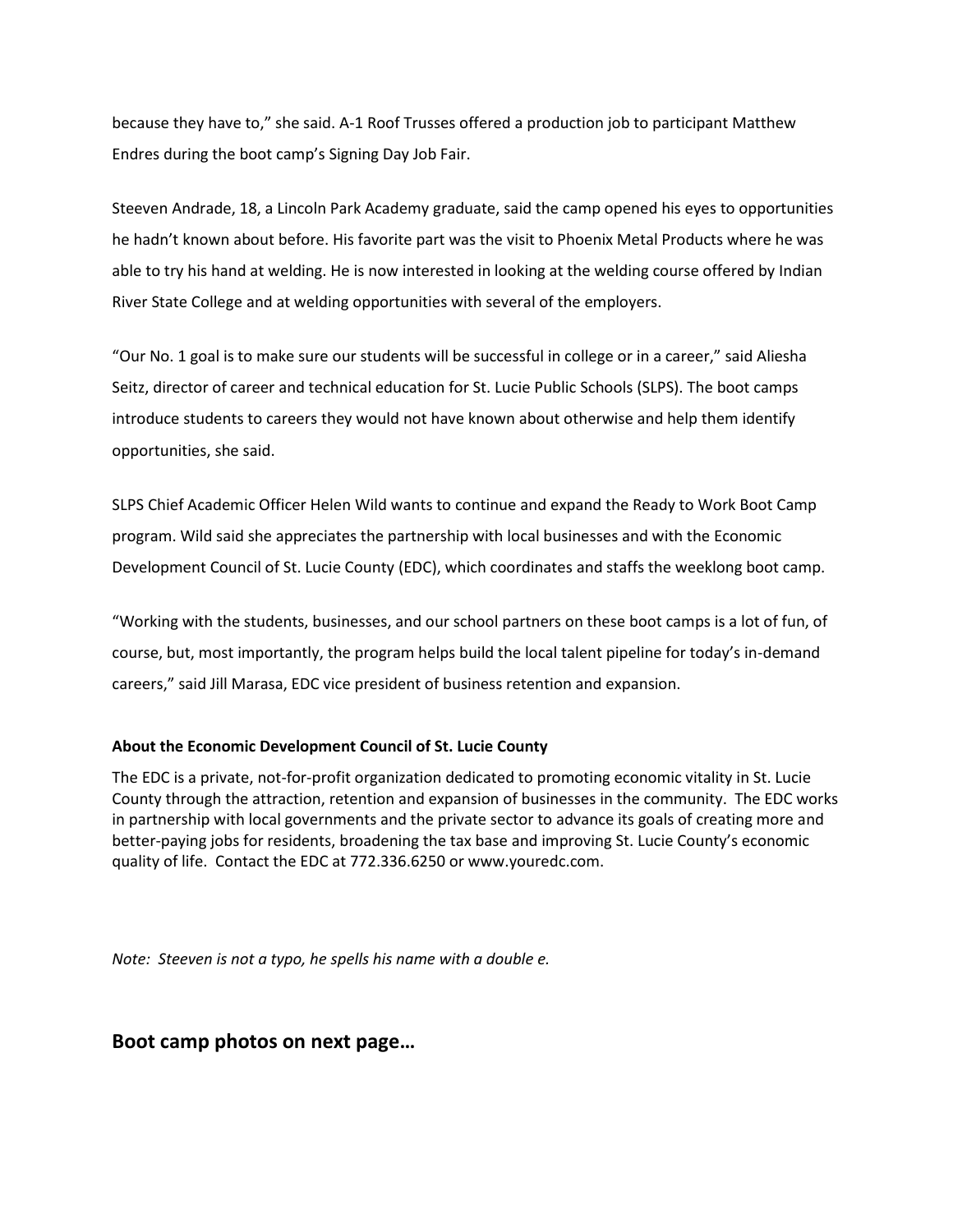because they have to," she said. A-1 Roof Trusses offered a production job to participant Matthew Endres during the boot camp's Signing Day Job Fair.

Steeven Andrade, 18, a Lincoln Park Academy graduate, said the camp opened his eyes to opportunities he hadn't known about before. His favorite part was the visit to Phoenix Metal Products where he was able to try his hand at welding. He is now interested in looking at the welding course offered by Indian River State College and at welding opportunities with several of the employers.

"Our No. 1 goal is to make sure our students will be successful in college or in a career," said Aliesha Seitz, director of career and technical education for St. Lucie Public Schools (SLPS). The boot camps introduce students to careers they would not have known about otherwise and help them identify opportunities, she said.

SLPS Chief Academic Officer Helen Wild wants to continue and expand the Ready to Work Boot Camp program. Wild said she appreciates the partnership with local businesses and with the Economic Development Council of St. Lucie County (EDC), which coordinates and staffs the weeklong boot camp.

"Working with the students, businesses, and our school partners on these boot camps is a lot of fun, of course, but, most importantly, the program helps build the local talent pipeline for today's in-demand careers," said Jill Marasa, EDC vice president of business retention and expansion.

**About the Economic Development Council of St. Lucie County**

The EDC is a private, not-for-profit organization dedicated to promoting economic vitality in St. Lucie County through the attraction, retention and expansion of businesses in the community. The EDC works in partnership with local governments and the private sector to advance its goals of creating more and better-paying jobs for residents, broadening the tax base and improving St. Lucie County's economic quality of life. Contact the EDC at 772.336.6250 or www.youredc.com.

*Note: Steeven is not a typo, he spells his name with a double e.*

## Boot camp photos on next page…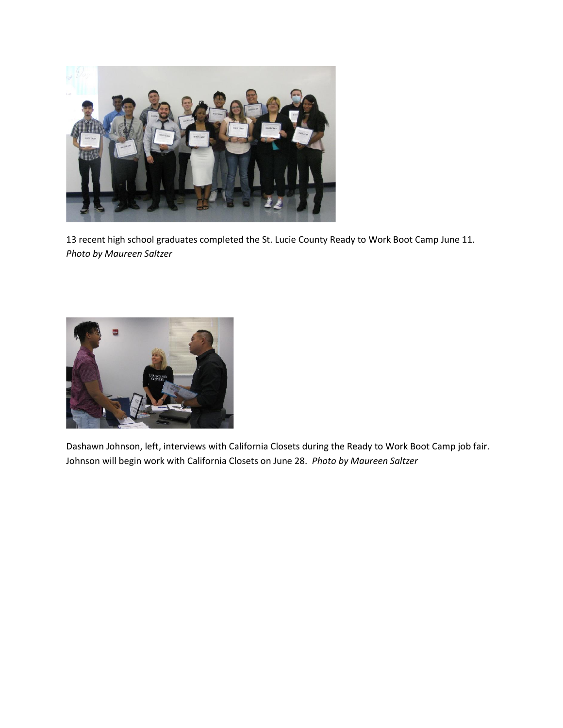13 recent high school graduates completed the St. Lucie County Ready to Work Boot Camp June 11. *Photo by Maureen Saltzer*

Dashawn Johnson, left, interviews with California Closets during the Ready to Work Boot Camp job fair. Johnson will begin work with California Closets on June 28. *Photo by Maureen Saltzer*